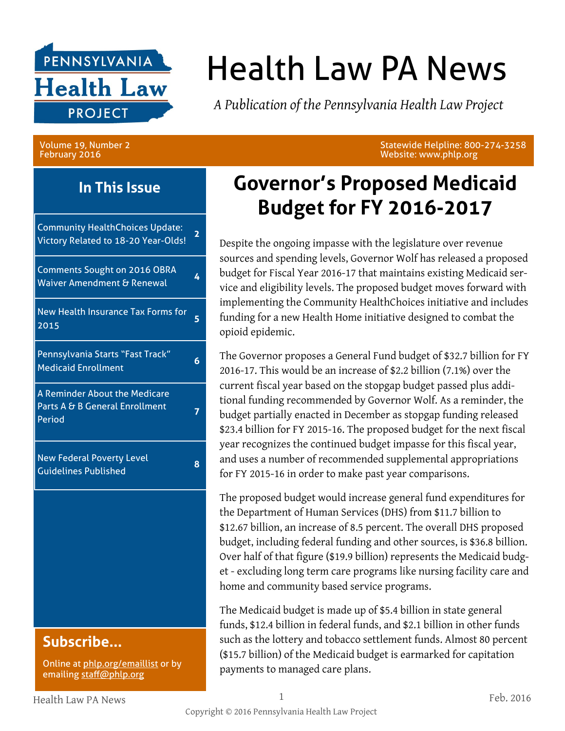# Health Law PA News

*A Publication of the Pennsylvania Health Law Project*

Volume 19, Number 2
February 2016

Statewide Helpline: 800-274-3258
Website: www.phlp.org

## In This Issue

| | |
|---|---|
| Community HealthChoices Update: Victory Related to 18-20 Year-Olds! | 2 |
| Comments Sought on 2016 OBRA Waiver Amendment & Renewal | 4 |
| New Health Insurance Tax Forms for 2015 | 5 |
| Pennsylvania Starts "Fast Track" Medicaid Enrollment | 6 |
| A Reminder About the Medicare Parts A & B General Enrollment Period | 7 |
| New Federal Poverty Level Guidelines Published | 8 |

## Subscribe...

Online at phlp.org/emaillist or by emailing staff@phlp.org

# Governor's Proposed Medicaid Budget for FY 2016-2017

Despite the ongoing impasse with the legislature over revenue sources and spending levels, Governor Wolf has released a proposed budget for Fiscal Year 2016-17 that maintains existing Medicaid service and eligibility levels. The proposed budget moves forward with implementing the Community HealthChoices initiative and includes funding for a new Health Home initiative designed to combat the opioid epidemic.

The Governor proposes a General Fund budget of $32.7 billion for FY 2016-17. This would be an increase of $2.2 billion (7.1%) over the current fiscal year based on the stopgap budget passed plus additional funding recommended by Governor Wolf. As a reminder, the budget partially enacted in December as stopgap funding released $23.4 billion for FY 2015-16. The proposed budget for the next fiscal year recognizes the continued budget impasse for this fiscal year, and uses a number of recommended supplemental appropriations for FY 2015-16 in order to make past year comparisons.

The proposed budget would increase general fund expenditures for the Department of Human Services (DHS) from $11.7 billion to $12.67 billion, an increase of 8.5 percent. The overall DHS proposed budget, including federal funding and other sources, is $36.8 billion. Over half of that figure ($19.9 billion) represents the Medicaid budget - excluding long term care programs like nursing facility care and home and community based service programs.

The Medicaid budget is made up of $5.4 billion in state general funds, $12.4 billion in federal funds, and $2.1 billion in other funds such as the lottery and tobacco settlement funds. Almost 80 percent ($15.7 billion) of the Medicaid budget is earmarked for capitation payments to managed care plans.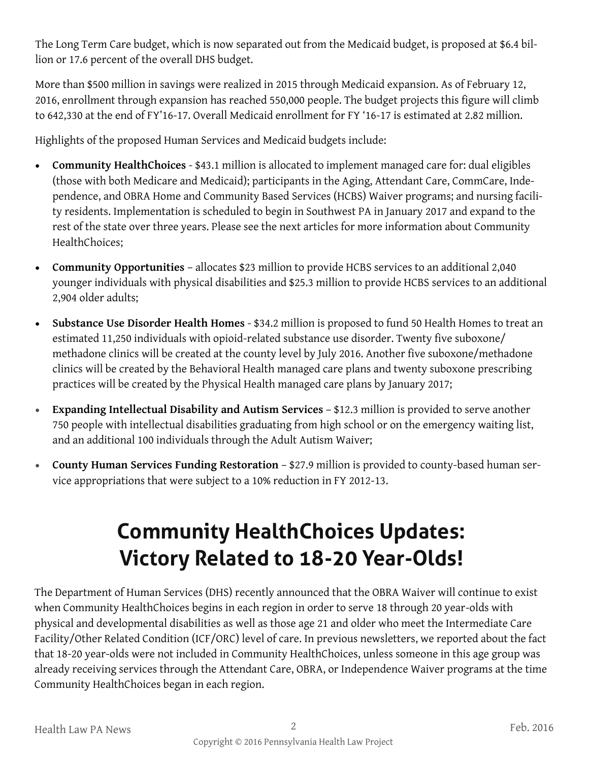The Long Term Care budget, which is now separated out from the Medicaid budget, is proposed at $6.4 billion or 17.6 percent of the overall DHS budget.

More than $500 million in savings were realized in 2015 through Medicaid expansion. As of February 12, 2016, enrollment through expansion has reached 550,000 people. The budget projects this figure will climb to 642,330 at the end of FY'16-17. Overall Medicaid enrollment for FY '16-17 is estimated at 2.82 million.

Highlights of the proposed Human Services and Medicaid budgets include:

- **Community HealthChoices** - $43.1 million is allocated to implement managed care for: dual eligibles (those with both Medicare and Medicaid); participants in the Aging, Attendant Care, CommCare, Independence, and OBRA Home and Community Based Services (HCBS) Waiver programs; and nursing facility residents. Implementation is scheduled to begin in Southwest PA in January 2017 and expand to the rest of the state over three years. Please see the next articles for more information about Community HealthChoices;
- **Community Opportunities** – allocates $23 million to provide HCBS services to an additional 2,040 younger individuals with physical disabilities and $25.3 million to provide HCBS services to an additional 2,904 older adults;
- **Substance Use Disorder Health Homes** - $34.2 million is proposed to fund 50 Health Homes to treat an estimated 11,250 individuals with opioid-related substance use disorder. Twenty five suboxone/methadone clinics will be created at the county level by July 2016. Another five suboxone/methadone clinics will be created by the Behavioral Health managed care plans and twenty suboxone prescribing practices will be created by the Physical Health managed care plans by January 2017;
- **Expanding Intellectual Disability and Autism Services** – $12.3 million is provided to serve another 750 people with intellectual disabilities graduating from high school or on the emergency waiting list, and an additional 100 individuals through the Adult Autism Waiver;
- **County Human Services Funding Restoration** – $27.9 million is provided to county-based human service appropriations that were subject to a 10% reduction in FY 2012-13.

# Community HealthChoices Updates: Victory Related to 18-20 Year-Olds!

The Department of Human Services (DHS) recently announced that the OBRA Waiver will continue to exist when Community HealthChoices begins in each region in order to serve 18 through 20 year-olds with physical and developmental disabilities as well as those age 21 and older who meet the Intermediate Care Facility/Other Related Condition (ICF/ORC) level of care. In previous newsletters, we reported about the fact that 18-20 year-olds were not included in Community HealthChoices, unless someone in this age group was already receiving services through the Attendant Care, OBRA, or Independence Waiver programs at the time Community HealthChoices began in each region.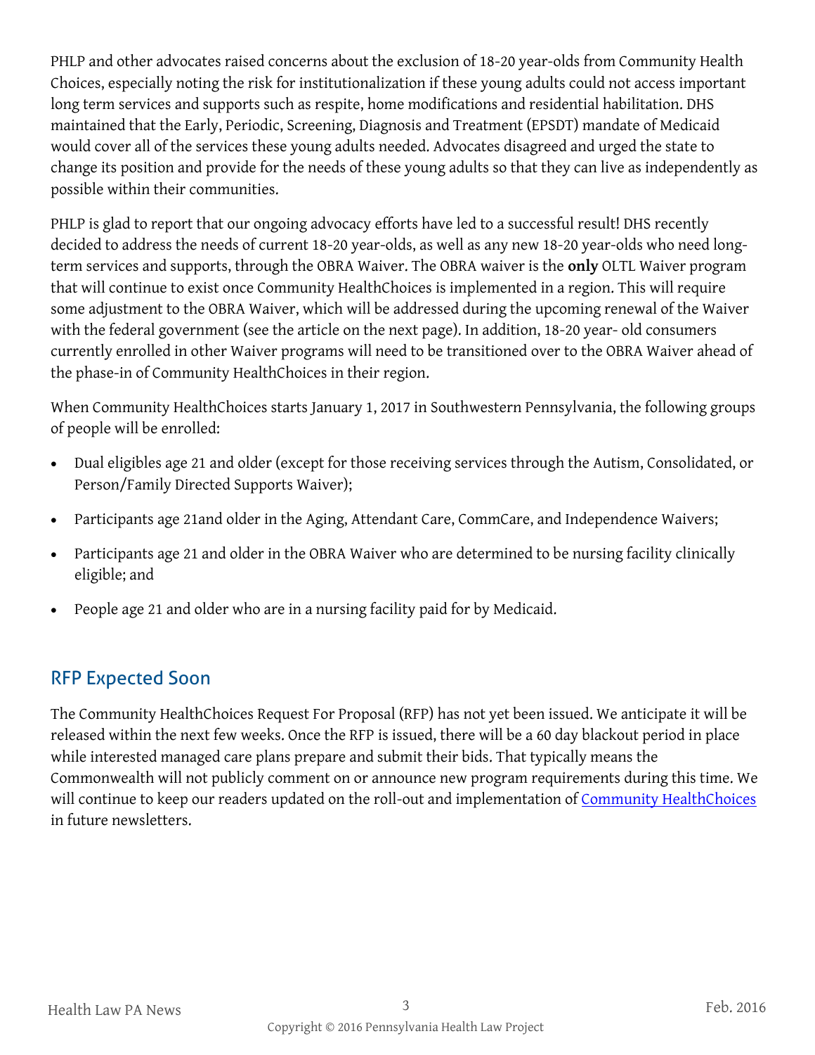PHLP and other advocates raised concerns about the exclusion of 18-20 year-olds from Community Health Choices, especially noting the risk for institutionalization if these young adults could not access important long term services and supports such as respite, home modifications and residential habilitation. DHS maintained that the Early, Periodic, Screening, Diagnosis and Treatment (EPSDT) mandate of Medicaid would cover all of the services these young adults needed. Advocates disagreed and urged the state to change its position and provide for the needs of these young adults so that they can live as independently as possible within their communities.

PHLP is glad to report that our ongoing advocacy efforts have led to a successful result! DHS recently decided to address the needs of current 18-20 year-olds, as well as any new 18-20 year-olds who need long-term services and supports, through the OBRA Waiver. The OBRA waiver is the **only** OLTL Waiver program that will continue to exist once Community HealthChoices is implemented in a region. This will require some adjustment to the OBRA Waiver, which will be addressed during the upcoming renewal of the Waiver with the federal government (see the article on the next page). In addition, 18-20 year- old consumers currently enrolled in other Waiver programs will need to be transitioned over to the OBRA Waiver ahead of the phase-in of Community HealthChoices in their region.

When Community HealthChoices starts January 1, 2017 in Southwestern Pennsylvania, the following groups of people will be enrolled:

- Dual eligibles age 21 and older (except for those receiving services through the Autism, Consolidated, or Person/Family Directed Supports Waiver);
- Participants age 21and older in the Aging, Attendant Care, CommCare, and Independence Waivers;
- Participants age 21 and older in the OBRA Waiver who are determined to be nursing facility clinically eligible; and
- People age 21 and older who are in a nursing facility paid for by Medicaid.

## RFP Expected Soon

The Community HealthChoices Request For Proposal (RFP) has not yet been issued. We anticipate it will be released within the next few weeks. Once the RFP is issued, there will be a 60 day blackout period in place while interested managed care plans prepare and submit their bids. That typically means the Commonwealth will not publicly comment on or announce new program requirements during this time. We will continue to keep our readers updated on the roll-out and implementation of Community HealthChoices in future newsletters.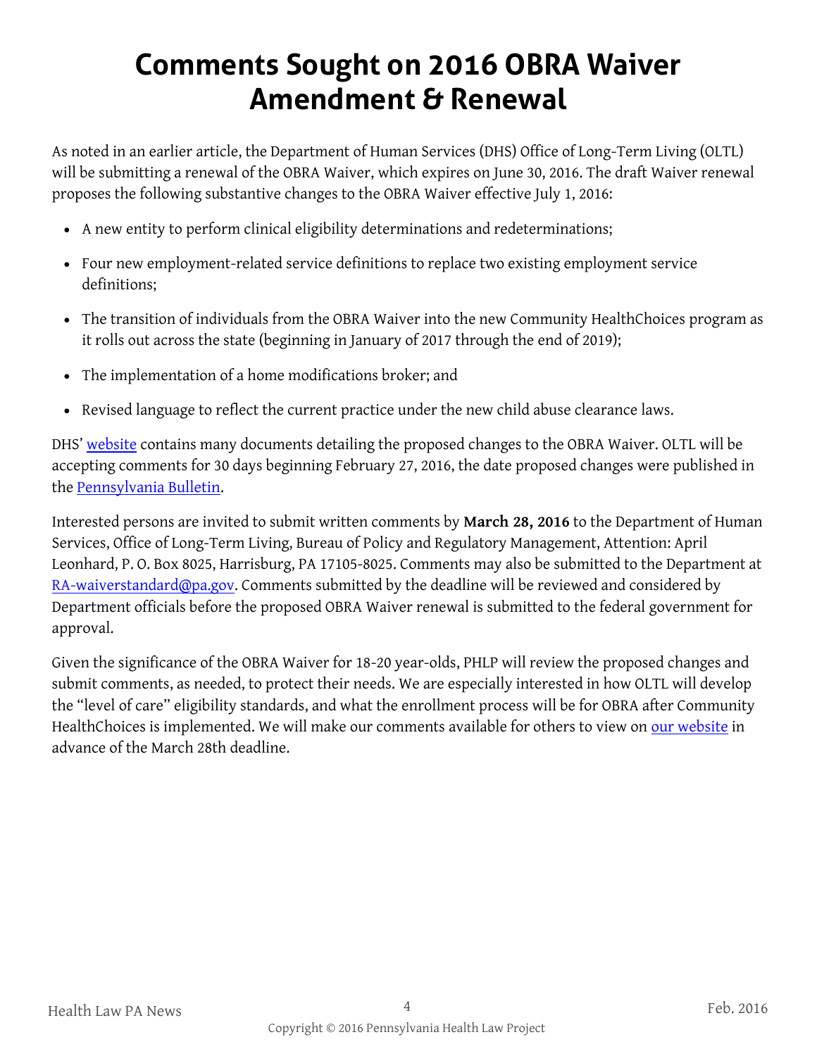# Comments Sought on 2016 OBRA Waiver Amendment & Renewal

As noted in an earlier article, the Department of Human Services (DHS) Office of Long-Term Living (OLTL) will be submitting a renewal of the OBRA Waiver, which expires on June 30, 2016. The draft Waiver renewal proposes the following substantive changes to the OBRA Waiver effective July 1, 2016:

- A new entity to perform clinical eligibility determinations and redeterminations;
- Four new employment-related service definitions to replace two existing employment service definitions;
- The transition of individuals from the OBRA Waiver into the new Community HealthChoices program as it rolls out across the state (beginning in January of 2017 through the end of 2019);
- The implementation of a home modifications broker; and
- Revised language to reflect the current practice under the new child abuse clearance laws.

DHS' [website](#) contains many documents detailing the proposed changes to the OBRA Waiver. OLTL will be accepting comments for 30 days beginning February 27, 2016, the date proposed changes were published in the [Pennsylvania Bulletin](#).

Interested persons are invited to submit written comments by **March 28, 2016** to the Department of Human Services, Office of Long-Term Living, Bureau of Policy and Regulatory Management, Attention: April Leonhard, P. O. Box 8025, Harrisburg, PA 17105-8025. Comments may also be submitted to the Department at [RA-waiverstandard@pa.gov](mailto:RA-waiverstandard@pa.gov). Comments submitted by the deadline will be reviewed and considered by Department officials before the proposed OBRA Waiver renewal is submitted to the federal government for approval.

Given the significance of the OBRA Waiver for 18-20 year-olds, PHLP will review the proposed changes and submit comments, as needed, to protect their needs. We are especially interested in how OLTL will develop the "level of care" eligibility standards, and what the enrollment process will be for OBRA after Community HealthChoices is implemented. We will make our comments available for others to view on [our website](#) in advance of the March 28th deadline.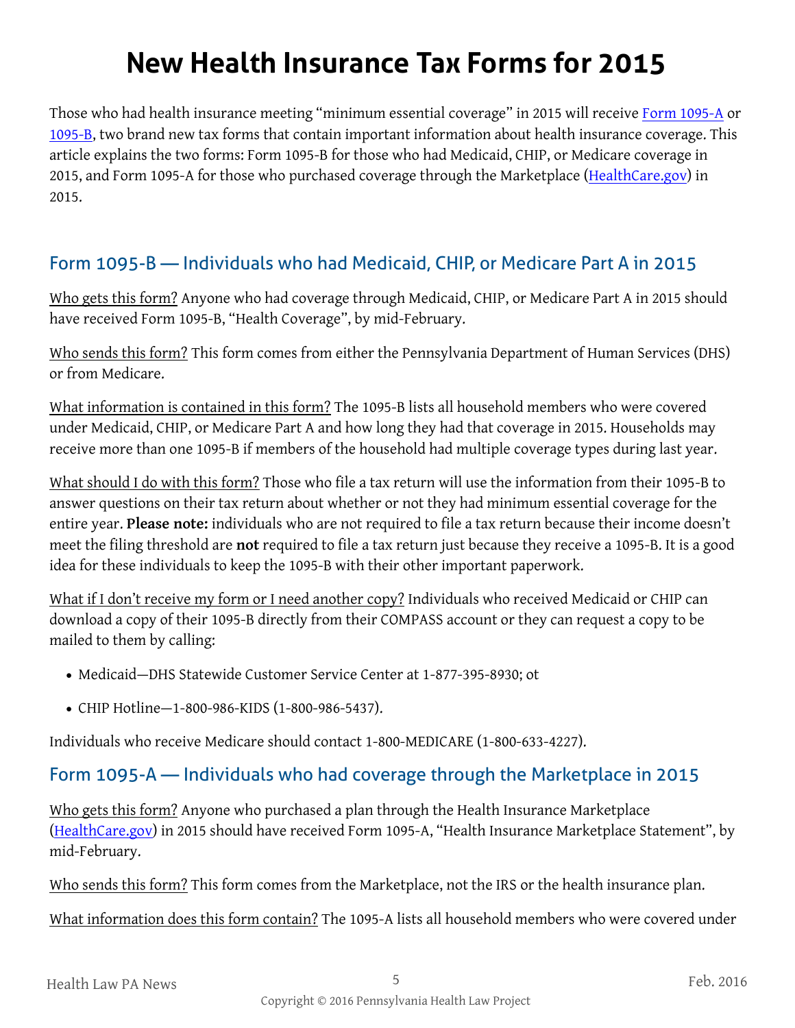# New Health Insurance Tax Forms for 2015

Those who had health insurance meeting "minimum essential coverage" in 2015 will receive [Form 1095-A](#) or [1095-B](#), two brand new tax forms that contain important information about health insurance coverage. This article explains the two forms: Form 1095-B for those who had Medicaid, CHIP, or Medicare coverage in 2015, and Form 1095-A for those who purchased coverage through the Marketplace ([HealthCare.gov](#)) in 2015.

## Form 1095-B — Individuals who had Medicaid, CHIP, or Medicare Part A in 2015

Who gets this form? Anyone who had coverage through Medicaid, CHIP, or Medicare Part A in 2015 should have received Form 1095-B, "Health Coverage", by mid-February.

Who sends this form? This form comes from either the Pennsylvania Department of Human Services (DHS) or from Medicare.

What information is contained in this form? The 1095-B lists all household members who were covered under Medicaid, CHIP, or Medicare Part A and how long they had that coverage in 2015. Households may receive more than one 1095-B if members of the household had multiple coverage types during last year.

What should I do with this form? Those who file a tax return will use the information from their 1095-B to answer questions on their tax return about whether or not they had minimum essential coverage for the entire year. **Please note:** individuals who are not required to file a tax return because their income doesn't meet the filing threshold are **not** required to file a tax return just because they receive a 1095-B. It is a good idea for these individuals to keep the 1095-B with their other important paperwork.

What if I don't receive my form or I need another copy? Individuals who received Medicaid or CHIP can download a copy of their 1095-B directly from their COMPASS account or they can request a copy to be mailed to them by calling:

- Medicaid—DHS Statewide Customer Service Center at 1-877-395-8930; ot
- CHIP Hotline—1-800-986-KIDS (1-800-986-5437).

Individuals who receive Medicare should contact 1-800-MEDICARE (1-800-633-4227).

## Form 1095-A — Individuals who had coverage through the Marketplace in 2015

Who gets this form? Anyone who purchased a plan through the Health Insurance Marketplace ([HealthCare.gov](#)) in 2015 should have received Form 1095-A, "Health Insurance Marketplace Statement", by mid-February.

Who sends this form? This form comes from the Marketplace, not the IRS or the health insurance plan.

What information does this form contain? The 1095-A lists all household members who were covered under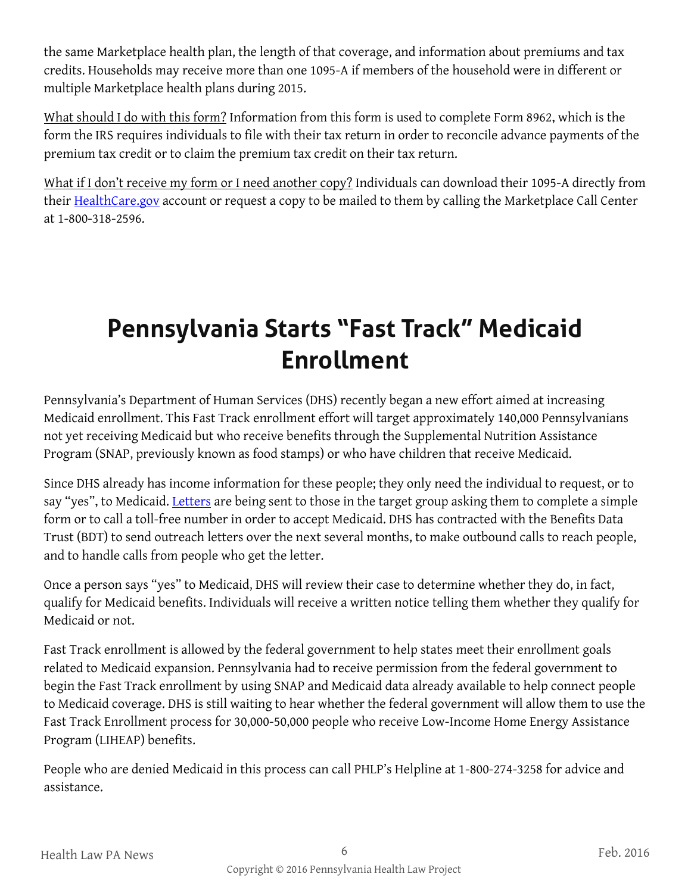the same Marketplace health plan, the length of that coverage, and information about premiums and tax credits. Households may receive more than one 1095-A if members of the household were in different or multiple Marketplace health plans during 2015.

What should I do with this form? Information from this form is used to complete Form 8962, which is the form the IRS requires individuals to file with their tax return in order to reconcile advance payments of the premium tax credit or to claim the premium tax credit on their tax return.

What if I don't receive my form or I need another copy? Individuals can download their 1095-A directly from their [HealthCare.gov]() account or request a copy to be mailed to them by calling the Marketplace Call Center at 1-800-318-2596.

# Pennsylvania Starts "Fast Track" Medicaid Enrollment

Pennsylvania's Department of Human Services (DHS) recently began a new effort aimed at increasing Medicaid enrollment. This Fast Track enrollment effort will target approximately 140,000 Pennsylvanians not yet receiving Medicaid but who receive benefits through the Supplemental Nutrition Assistance Program (SNAP, previously known as food stamps) or who have children that receive Medicaid.

Since DHS already has income information for these people; they only need the individual to request, or to say "yes", to Medicaid. [Letters]() are being sent to those in the target group asking them to complete a simple form or to call a toll-free number in order to accept Medicaid. DHS has contracted with the Benefits Data Trust (BDT) to send outreach letters over the next several months, to make outbound calls to reach people, and to handle calls from people who get the letter.

Once a person says "yes" to Medicaid, DHS will review their case to determine whether they do, in fact, qualify for Medicaid benefits. Individuals will receive a written notice telling them whether they qualify for Medicaid or not.

Fast Track enrollment is allowed by the federal government to help states meet their enrollment goals related to Medicaid expansion. Pennsylvania had to receive permission from the federal government to begin the Fast Track enrollment by using SNAP and Medicaid data already available to help connect people to Medicaid coverage. DHS is still waiting to hear whether the federal government will allow them to use the Fast Track Enrollment process for 30,000-50,000 people who receive Low-Income Home Energy Assistance Program (LIHEAP) benefits.

People who are denied Medicaid in this process can call PHLP's Helpline at 1-800-274-3258 for advice and assistance.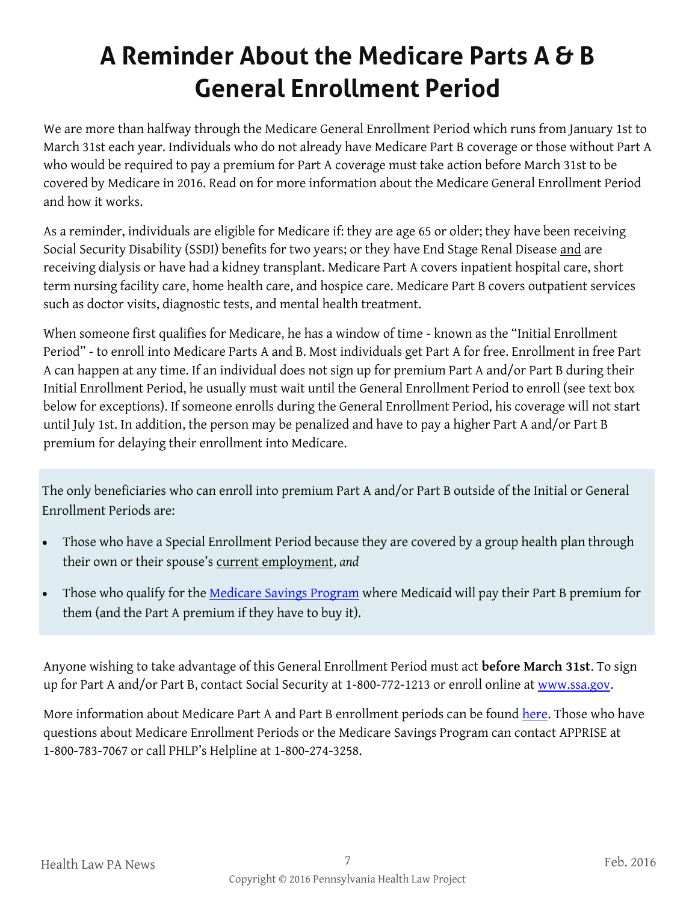# A Reminder About the Medicare Parts A & B General Enrollment Period

We are more than halfway through the Medicare General Enrollment Period which runs from January 1st to March 31st each year. Individuals who do not already have Medicare Part B coverage or those without Part A who would be required to pay a premium for Part A coverage must take action before March 31st to be covered by Medicare in 2016. Read on for more information about the Medicare General Enrollment Period and how it works.

As a reminder, individuals are eligible for Medicare if: they are age 65 or older; they have been receiving Social Security Disability (SSDI) benefits for two years; or they have End Stage Renal Disease and are receiving dialysis or have had a kidney transplant. Medicare Part A covers inpatient hospital care, short term nursing facility care, home health care, and hospice care. Medicare Part B covers outpatient services such as doctor visits, diagnostic tests, and mental health treatment.

When someone first qualifies for Medicare, he has a window of time - known as the "Initial Enrollment Period" - to enroll into Medicare Parts A and B. Most individuals get Part A for free. Enrollment in free Part A can happen at any time. If an individual does not sign up for premium Part A and/or Part B during their Initial Enrollment Period, he usually must wait until the General Enrollment Period to enroll (see text box below for exceptions). If someone enrolls during the General Enrollment Period, his coverage will not start until July 1st. In addition, the person may be penalized and have to pay a higher Part A and/or Part B premium for delaying their enrollment into Medicare.

The only beneficiaries who can enroll into premium Part A and/or Part B outside of the Initial or General Enrollment Periods are:

- Those who have a Special Enrollment Period because they are covered by a group health plan through their own or their spouse's current employment, *and*
- Those who qualify for the Medicare Savings Program where Medicaid will pay their Part B premium for them (and the Part A premium if they have to buy it).

Anyone wishing to take advantage of this General Enrollment Period must act **before March 31st**. To sign up for Part A and/or Part B, contact Social Security at 1-800-772-1213 or enroll online at www.ssa.gov.

More information about Medicare Part A and Part B enrollment periods can be found here. Those who have questions about Medicare Enrollment Periods or the Medicare Savings Program can contact APPRISE at 1-800-783-7067 or call PHLP's Helpline at 1-800-274-3258.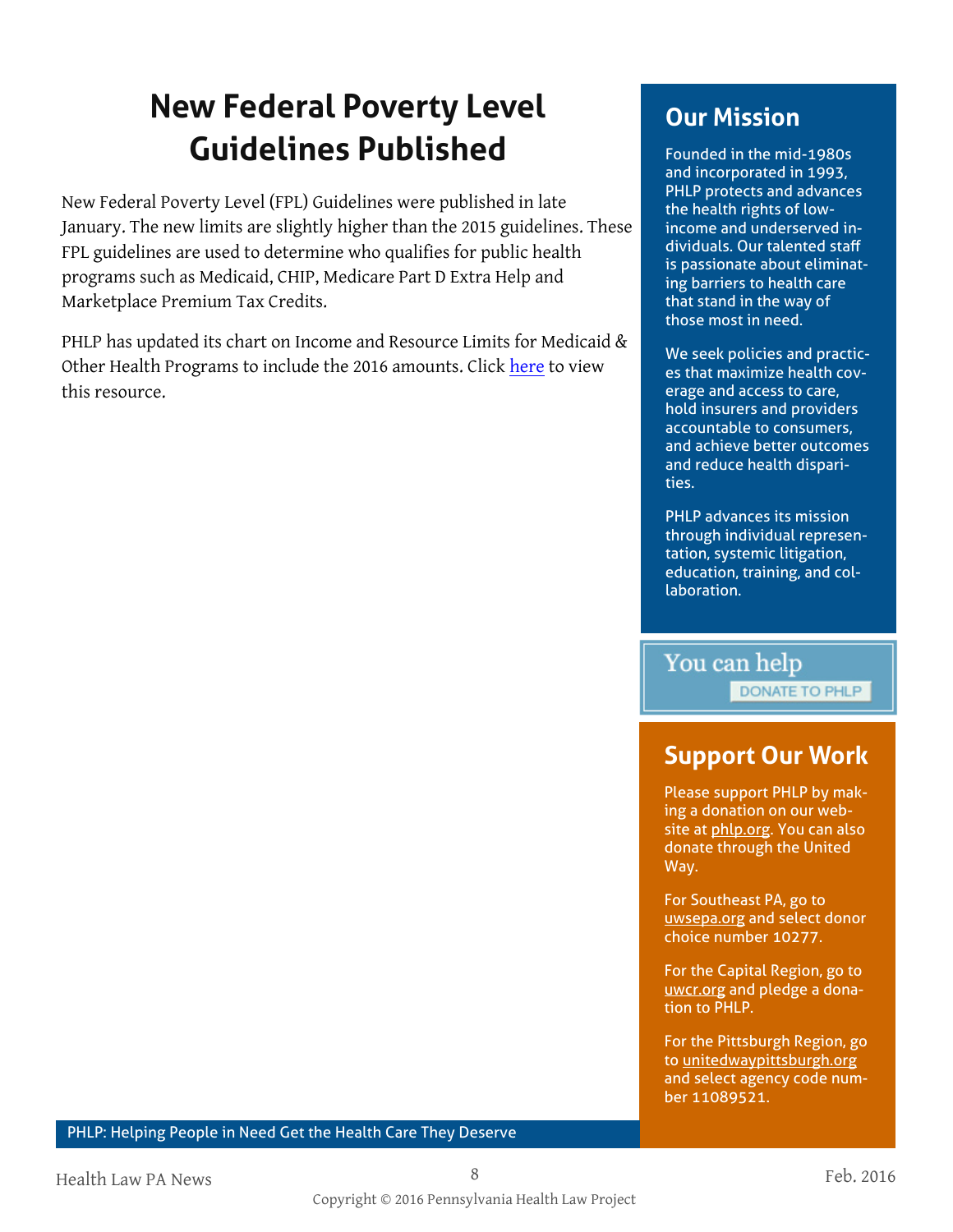# New Federal Poverty Level Guidelines Published

New Federal Poverty Level (FPL) Guidelines were published in late January. The new limits are slightly higher than the 2015 guidelines. These FPL guidelines are used to determine who qualifies for public health programs such as Medicaid, CHIP, Medicare Part D Extra Help and Marketplace Premium Tax Credits.

PHLP has updated its chart on Income and Resource Limits for Medicaid & Other Health Programs to include the 2016 amounts. Click here to view this resource.

PHLP: Helping People in Need Get the Health Care They Deserve

## Our Mission

Founded in the mid-1980s and incorporated in 1993, PHLP protects and advances the health rights of low-income and underserved individuals. Our talented staff is passionate about eliminating barriers to health care that stand in the way of those most in need.

We seek policies and practices that maximize health coverage and access to care, hold insurers and providers accountable to consumers, and achieve better outcomes and reduce health disparities.

PHLP advances its mission through individual representation, systemic litigation, education, training, and collaboration.

You can help

DONATE TO PHLP

## Support Our Work

Please support PHLP by making a donation on our website at phlp.org. You can also donate through the United Way.

For Southeast PA, go to uwsepa.org and select donor choice number 10277.

For the Capital Region, go to uwcr.org and pledge a donation to PHLP.

For the Pittsburgh Region, go to unitedwaypittsburgh.org and select agency code number 11089521.

Copyright © 2016 Pennsylvania Health Law Project